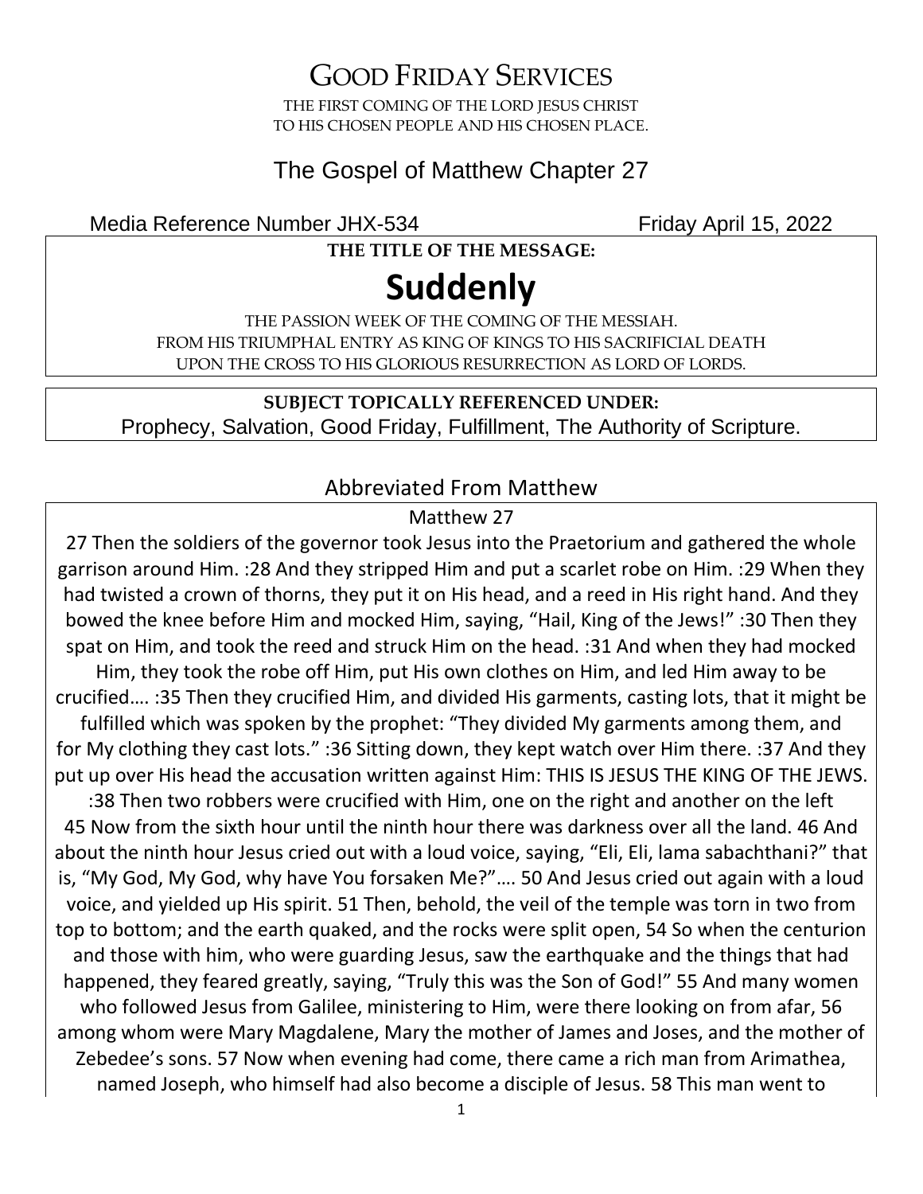# GOOD FRIDAY SERVICES

THE FIRST COMING OF THE LORD JESUS CHRIST
TO HIS CHOSEN PEOPLE AND HIS CHOSEN PLACE.

## The Gospel of Matthew Chapter 27

Media Reference Number JHX-534 Friday April 15, 2022

**THE TITLE OF THE MESSAGE:**

# Suddenly

THE PASSION WEEK OF THE COMING OF THE MESSIAH.
FROM HIS TRIUMPHAL ENTRY AS KING OF KINGS TO HIS SACRIFICIAL DEATH
UPON THE CROSS TO HIS GLORIOUS RESURRECTION AS LORD OF LORDS.

**SUBJECT TOPICALLY REFERENCED UNDER:**
Prophecy, Salvation, Good Friday, Fulfillment, The Authority of Scripture.

## Abbreviated From Matthew

Matthew 27

27 Then the soldiers of the governor took Jesus into the Praetorium and gathered the whole garrison around Him. :28 And they stripped Him and put a scarlet robe on Him. :29 When they had twisted a crown of thorns, they put it on His head, and a reed in His right hand. And they bowed the knee before Him and mocked Him, saying, "Hail, King of the Jews!" :30 Then they spat on Him, and took the reed and struck Him on the head. :31 And when they had mocked Him, they took the robe off Him, put His own clothes on Him, and led Him away to be crucified…. :35 Then they crucified Him, and divided His garments, casting lots, that it might be fulfilled which was spoken by the prophet: "They divided My garments among them, and for My clothing they cast lots." :36 Sitting down, they kept watch over Him there. :37 And they put up over His head the accusation written against Him: THIS IS JESUS THE KING OF THE JEWS. :38 Then two robbers were crucified with Him, one on the right and another on the left 45 Now from the sixth hour until the ninth hour there was darkness over all the land. 46 And about the ninth hour Jesus cried out with a loud voice, saying, "Eli, Eli, lama sabachthani?" that is, "My God, My God, why have You forsaken Me?"…. 50 And Jesus cried out again with a loud voice, and yielded up His spirit. 51 Then, behold, the veil of the temple was torn in two from top to bottom; and the earth quaked, and the rocks were split open, 54 So when the centurion and those with him, who were guarding Jesus, saw the earthquake and the things that had happened, they feared greatly, saying, "Truly this was the Son of God!" 55 And many women who followed Jesus from Galilee, ministering to Him, were there looking on from afar, 56 among whom were Mary Magdalene, Mary the mother of James and Joses, and the mother of Zebedee's sons. 57 Now when evening had come, there came a rich man from Arimathea, named Joseph, who himself had also become a disciple of Jesus. 58 This man went to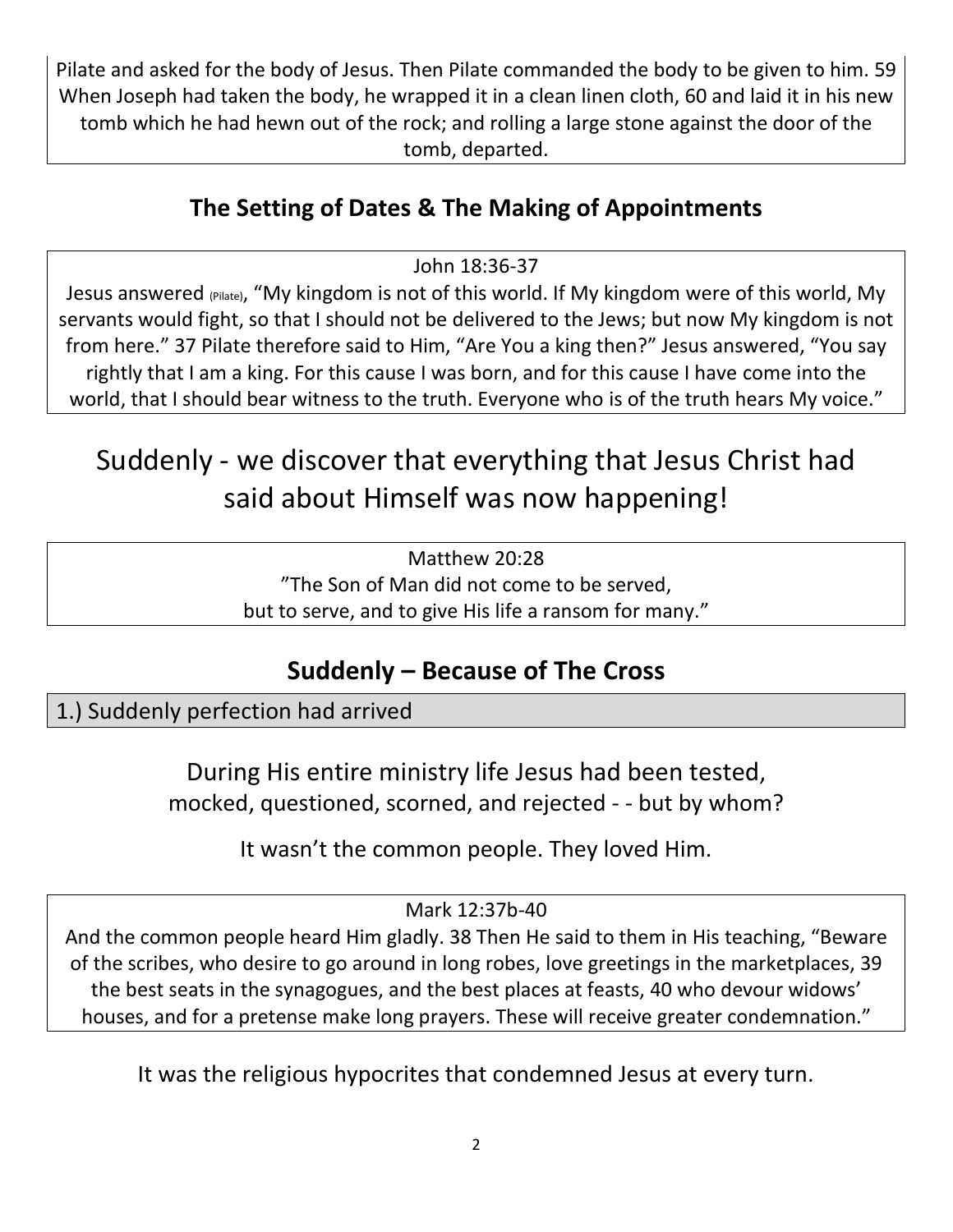Pilate and asked for the body of Jesus. Then Pilate commanded the body to be given to him. 59 When Joseph had taken the body, he wrapped it in a clean linen cloth, 60 and laid it in his new tomb which he had hewn out of the rock; and rolling a large stone against the door of the tomb, departed.

## The Setting of Dates & The Making of Appointments

John 18:36-37

Jesus answered (Pilate), "My kingdom is not of this world. If My kingdom were of this world, My servants would fight, so that I should not be delivered to the Jews; but now My kingdom is not from here." 37 Pilate therefore said to Him, "Are You a king then?" Jesus answered, "You say rightly that I am a king. For this cause I was born, and for this cause I have come into the world, that I should bear witness to the truth. Everyone who is of the truth hears My voice."

# Suddenly - we discover that everything that Jesus Christ had said about Himself was now happening!

Matthew 20:28

"The Son of Man did not come to be served,
but to serve, and to give His life a ransom for many."

## Suddenly – Because of The Cross

1.) Suddenly perfection had arrived

During His entire ministry life Jesus had been tested, mocked, questioned, scorned, and rejected - - but by whom?

It wasn't the common people. They loved Him.

Mark 12:37b-40

And the common people heard Him gladly. 38 Then He said to them in His teaching, "Beware of the scribes, who desire to go around in long robes, love greetings in the marketplaces, 39 the best seats in the synagogues, and the best places at feasts, 40 who devour widows' houses, and for a pretense make long prayers. These will receive greater condemnation."

It was the religious hypocrites that condemned Jesus at every turn.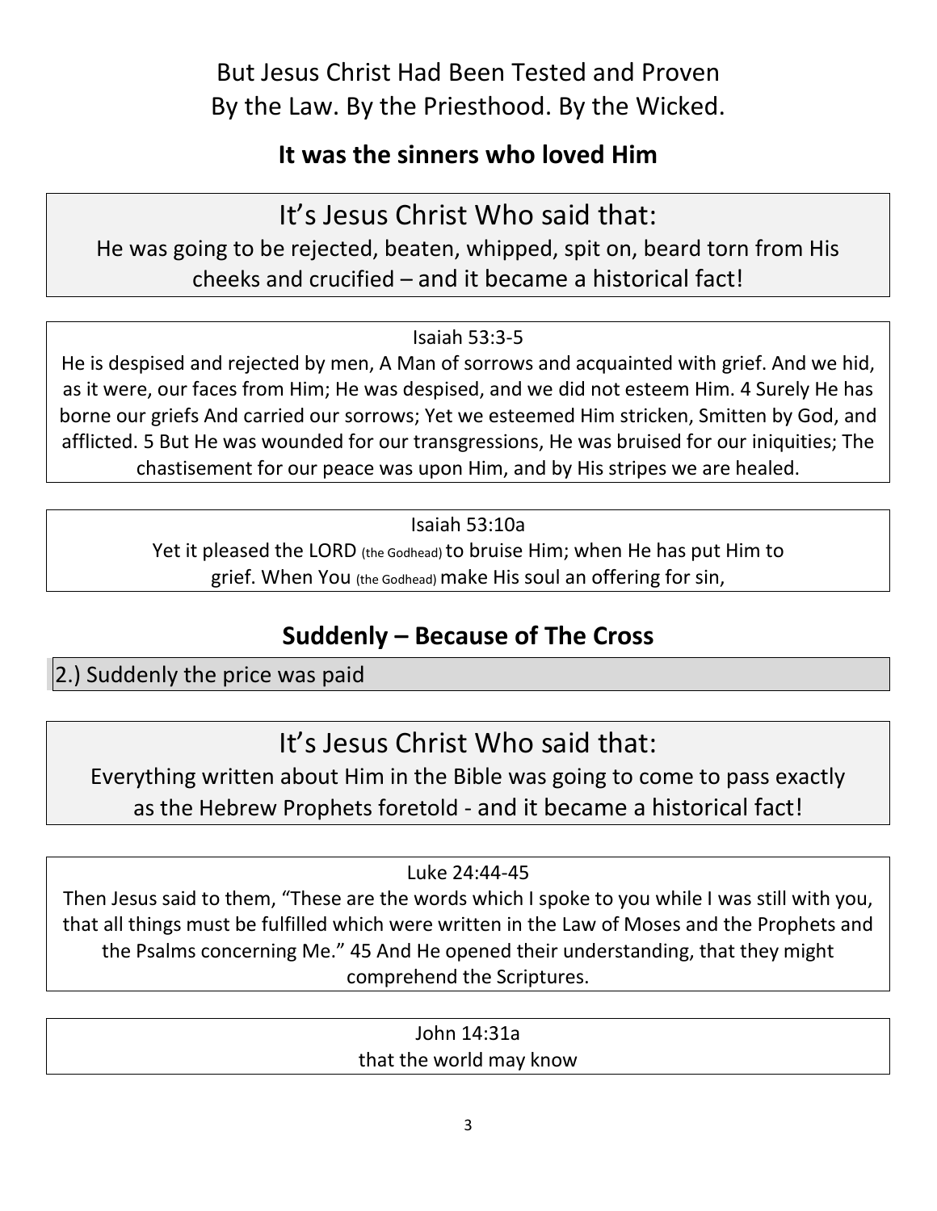But Jesus Christ Had Been Tested and Proven
By the Law. By the Priesthood. By the Wicked.

**It was the sinners who loved Him**

## It's Jesus Christ Who said that:

He was going to be rejected, beaten, whipped, spit on, beard torn from His cheeks and crucified – and it became a historical fact!

Isaiah 53:3-5

He is despised and rejected by men, A Man of sorrows and acquainted with grief. And we hid, as it were, our faces from Him; He was despised, and we did not esteem Him. 4 Surely He has borne our griefs And carried our sorrows; Yet we esteemed Him stricken, Smitten by God, and afflicted. 5 But He was wounded for our transgressions, He was bruised for our iniquities; The chastisement for our peace was upon Him, and by His stripes we are healed.

Isaiah 53:10a

Yet it pleased the LORD (the Godhead) to bruise Him; when He has put Him to grief. When You (the Godhead) make His soul an offering for sin,

## Suddenly – Because of The Cross

2.) Suddenly the price was paid

## It's Jesus Christ Who said that:

Everything written about Him in the Bible was going to come to pass exactly as the Hebrew Prophets foretold - and it became a historical fact!

Luke 24:44-45

Then Jesus said to them, "These are the words which I spoke to you while I was still with you, that all things must be fulfilled which were written in the Law of Moses and the Prophets and the Psalms concerning Me." 45 And He opened their understanding, that they might comprehend the Scriptures.

John 14:31a

that the world may know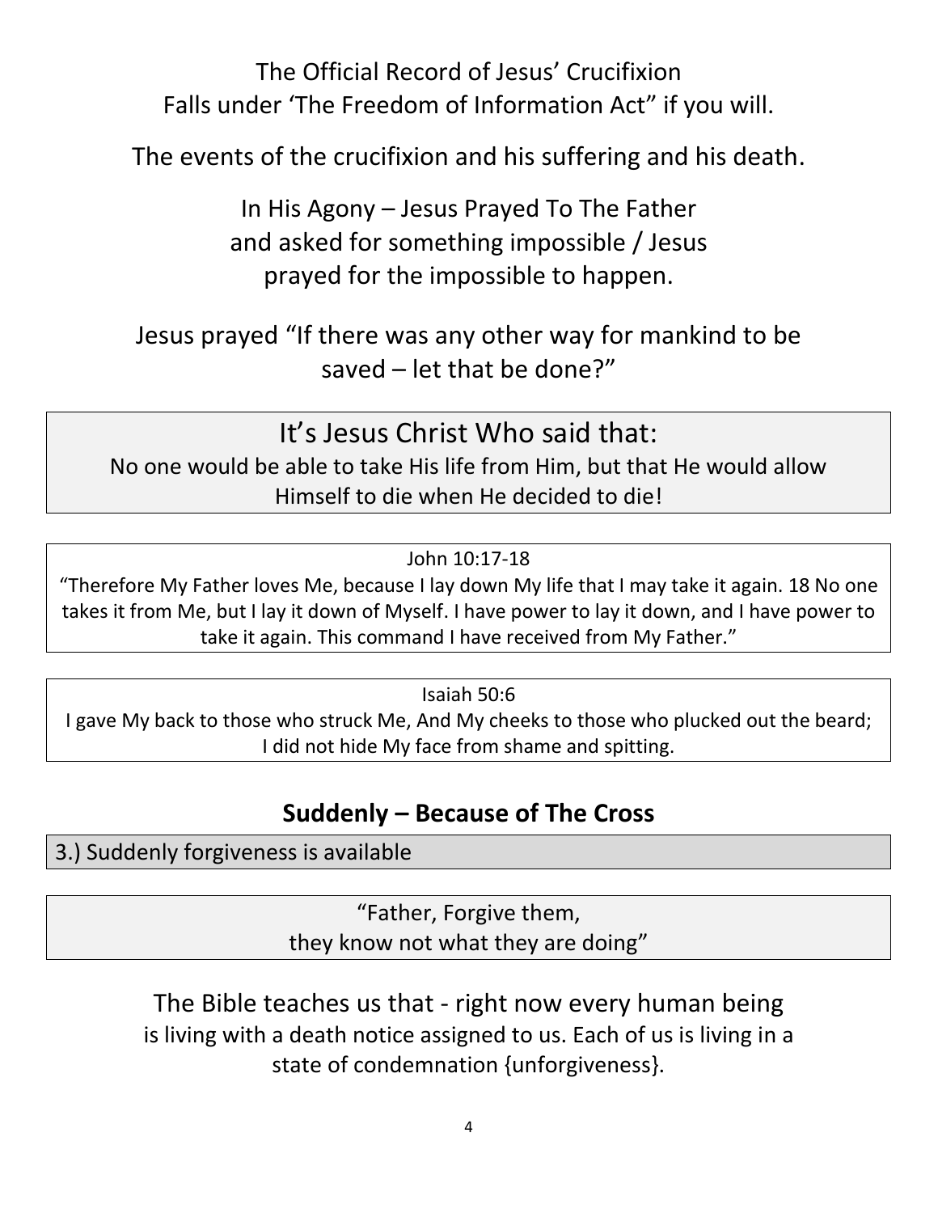The Official Record of Jesus' Crucifixion
Falls under 'The Freedom of Information Act" if you will.

The events of the crucifixion and his suffering and his death.

In His Agony – Jesus Prayed To The Father
and asked for something impossible / Jesus
prayed for the impossible to happen.

Jesus prayed "If there was any other way for mankind to be saved – let that be done?"

## It's Jesus Christ Who said that:

No one would be able to take His life from Him, but that He would allow Himself to die when He decided to die!

John 10:17-18

"Therefore My Father loves Me, because I lay down My life that I may take it again. 18 No one takes it from Me, but I lay it down of Myself. I have power to lay it down, and I have power to take it again. This command I have received from My Father."

Isaiah 50:6

I gave My back to those who struck Me, And My cheeks to those who plucked out the beard; I did not hide My face from shame and spitting.

## Suddenly – Because of The Cross

3.) Suddenly forgiveness is available

"Father, Forgive them,
they know not what they are doing"

The Bible teaches us that - right now every human being is living with a death notice assigned to us. Each of us is living in a state of condemnation {unforgiveness}.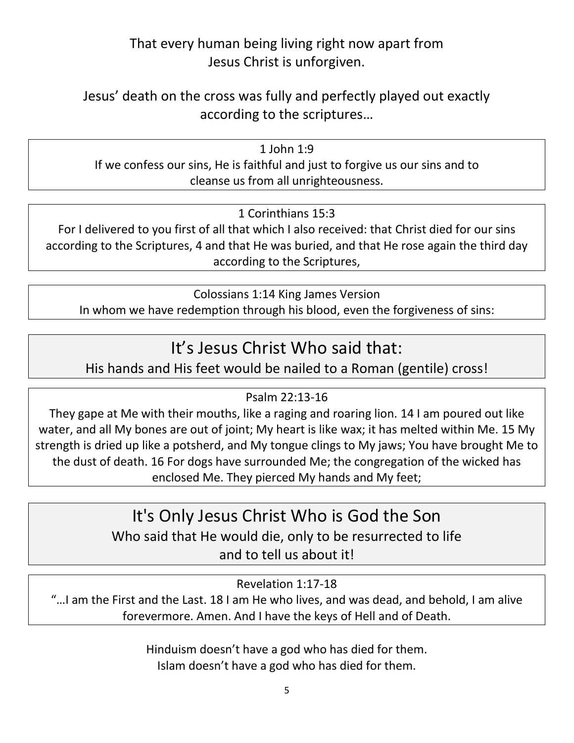That every human being living right now apart from Jesus Christ is unforgiven.

Jesus' death on the cross was fully and perfectly played out exactly according to the scriptures…

1 John 1:9

If we confess our sins, He is faithful and just to forgive us our sins and to cleanse us from all unrighteousness.

1 Corinthians 15:3

For I delivered to you first of all that which I also received: that Christ died for our sins according to the Scriptures, 4 and that He was buried, and that He rose again the third day according to the Scriptures,

Colossians 1:14 King James Version

In whom we have redemption through his blood, even the forgiveness of sins:

## It's Jesus Christ Who said that:

His hands and His feet would be nailed to a Roman (gentile) cross!

Psalm 22:13-16

They gape at Me with their mouths, like a raging and roaring lion. 14 I am poured out like water, and all My bones are out of joint; My heart is like wax; it has melted within Me. 15 My strength is dried up like a potsherd, and My tongue clings to My jaws; You have brought Me to the dust of death. 16 For dogs have surrounded Me; the congregation of the wicked has enclosed Me. They pierced My hands and My feet;

## It's Only Jesus Christ Who is God the Son

Who said that He would die, only to be resurrected to life and to tell us about it!

Revelation 1:17-18

"…I am the First and the Last. 18 I am He who lives, and was dead, and behold, I am alive forevermore. Amen. And I have the keys of Hell and of Death.

Hinduism doesn't have a god who has died for them.
Islam doesn't have a god who has died for them.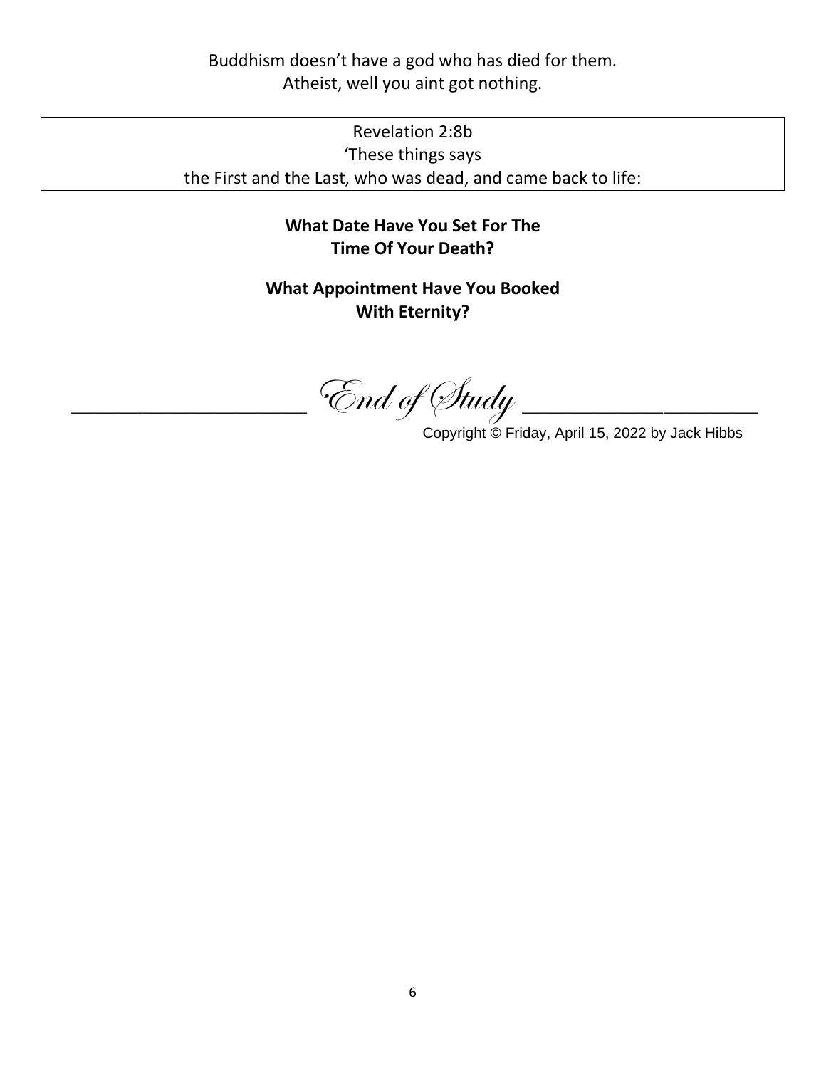Buddhism doesn’t have a god who has died for them.
Atheist, well you aint got nothing.

| |
|---|
| Revelation 2:8b<br>‘These things says<br>the First and the Last, who was dead, and came back to life: |

**What Date Have You Set For The Time Of Your Death?**

**What Appointment Have You Booked With Eternity?**

*End of Study*

Copyright © Friday, April 15, 2022 by Jack Hibbs